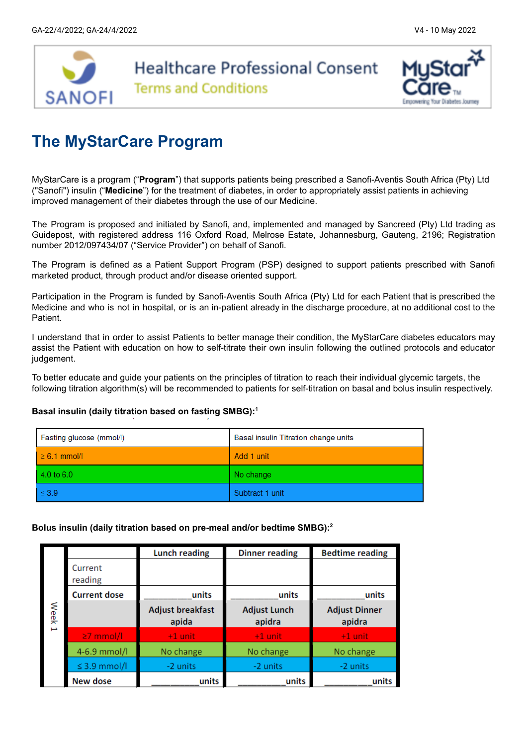GA-22/4/2022; GA-24/4/2022 V4 - 10 May 2022

SANOFI

# Healthcare Professional Consent

## Terms and Conditions

MyStar Care™ Empowering Your Diabetes Journey

# The MyStarCare Program

MyStarCare is a program ("**Program**") that supports patients being prescribed a Sanofi-Aventis South Africa (Pty) Ltd ("Sanofi") insulin ("**Medicine**") for the treatment of diabetes, in order to appropriately assist patients in achieving improved management of their diabetes through the use of our Medicine.

The Program is proposed and initiated by Sanofi, and, implemented and managed by Sancreed (Pty) Ltd trading as Guidepost, with registered address 116 Oxford Road, Melrose Estate, Johannesburg, Gauteng, 2196; Registration number 2012/097434/07 ("Service Provider") on behalf of Sanofi.

The Program is defined as a Patient Support Program (PSP) designed to support patients prescribed with Sanofi marketed product, through product and/or disease oriented support.

Participation in the Program is funded by Sanofi-Aventis South Africa (Pty) Ltd for each Patient that is prescribed the Medicine and who is not in hospital, or is an in-patient already in the discharge procedure, at no additional cost to the Patient.

I understand that in order to assist Patients to better manage their condition, the MyStarCare diabetes educators may assist the Patient with education on how to self-titrate their own insulin following the outlined protocols and educator judgement.

To better educate and guide your patients on the principles of titration to reach their individual glycemic targets, the following titration algorithm(s) will be recommended to patients for self-titration on basal and bolus insulin respectively.

**Basal insulin (daily titration based on fasting SMBG):**[1]

| Fasting glucose (mmol/l) | Basal insulin Titration change units |
|---|---|
| ≥ 6.1 mmol/l | Add 1 unit |
| 4.0 to 6.0 | No change |
| ≤ 3.9 | Subtract 1 unit |

**Bolus insulin (daily titration based on pre-meal and/or bedtime SMBG):**[2]

| Week 1 | | Lunch reading | Dinner reading | Bedtime reading |
|---|---|---|---|---|
| | Current reading | | | |
| | Current dose | _________units | _________units | _________units |
| | | Adjust breakfast apida | Adjust Lunch apida | Adjust Dinner apida |
| | ≥7 mmol/l | +1 unit | +1 unit | +1 unit |
| | 4-6.9 mmol/l | No change | No change | No change |
| | ≤ 3.9 mmol/l | -2 units | -2 units | -2 units |
| | New dose | _________units | _________units | _________units |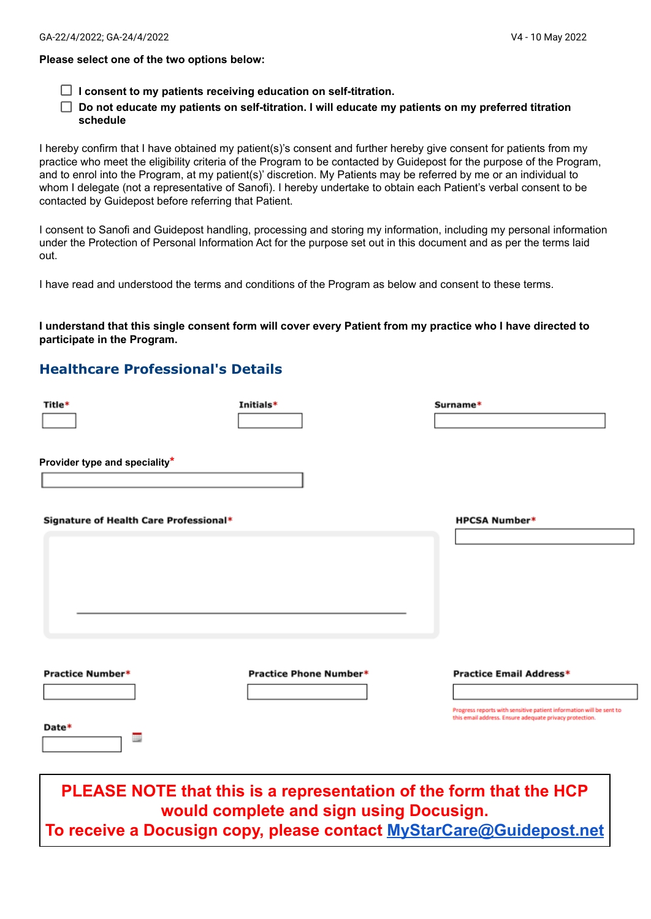GA-22/4/2022; GA-24/4/2022 V4 - 10 May 2022

**Please select one of the two options below:**

- ☐ **I consent to my patients receiving education on self-titration.**
- ☐ **Do not educate my patients on self-titration. I will educate my patients on my preferred titration schedule**

I hereby confirm that I have obtained my patient(s)'s consent and further hereby give consent for patients from my practice who meet the eligibility criteria of the Program to be contacted by Guidepost for the purpose of the Program, and to enrol into the Program, at my patient(s)' discretion. My Patients may be referred by me or an individual to whom I delegate (not a representative of Sanofi). I hereby undertake to obtain each Patient's verbal consent to be contacted by Guidepost before referring that Patient.

I consent to Sanofi and Guidepost handling, processing and storing my information, including my personal information under the Protection of Personal Information Act for the purpose set out in this document and as per the terms laid out.

I have read and understood the terms and conditions of the Program as below and consent to these terms.

**I understand that this single consent form will cover every Patient from my practice who I have directed to participate in the Program.**

## Healthcare Professional's Details

**Title*** ______ **Initials*** ______ **Surname*** ______

**Provider type and speciality*** ______

**Signature of Health Care Professional*** ______

**HPCSA Number*** ______

**Practice Number*** ______

**Practice Phone Number*** ______

**Practice Email Address*** ______

Progress reports with sensitive patient information will be sent to this email address. Ensure adequate privacy protection.

**Date*** ______

**PLEASE NOTE that this is a representation of the form that the HCP would complete and sign using Docusign.**
**To receive a Docusign copy, please contact MyStarCare@Guidepost.net**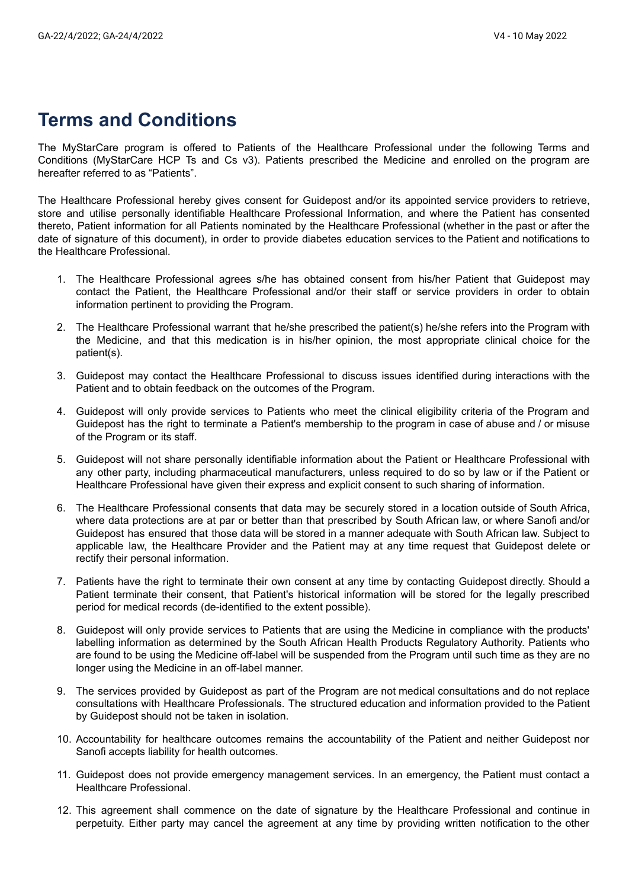# Terms and Conditions

The MyStarCare program is offered to Patients of the Healthcare Professional under the following Terms and Conditions (MyStarCare HCP Ts and Cs v3). Patients prescribed the Medicine and enrolled on the program are hereafter referred to as "Patients".

The Healthcare Professional hereby gives consent for Guidepost and/or its appointed service providers to retrieve, store and utilise personally identifiable Healthcare Professional Information, and where the Patient has consented thereto, Patient information for all Patients nominated by the Healthcare Professional (whether in the past or after the date of signature of this document), in order to provide diabetes education services to the Patient and notifications to the Healthcare Professional.

1. The Healthcare Professional agrees s/he has obtained consent from his/her Patient that Guidepost may contact the Patient, the Healthcare Professional and/or their staff or service providers in order to obtain information pertinent to providing the Program.
2. The Healthcare Professional warrant that he/she prescribed the patient(s) he/she refers into the Program with the Medicine, and that this medication is in his/her opinion, the most appropriate clinical choice for the patient(s).
3. Guidepost may contact the Healthcare Professional to discuss issues identified during interactions with the Patient and to obtain feedback on the outcomes of the Program.
4. Guidepost will only provide services to Patients who meet the clinical eligibility criteria of the Program and Guidepost has the right to terminate a Patient's membership to the program in case of abuse and / or misuse of the Program or its staff.
5. Guidepost will not share personally identifiable information about the Patient or Healthcare Professional with any other party, including pharmaceutical manufacturers, unless required to do so by law or if the Patient or Healthcare Professional have given their express and explicit consent to such sharing of information.
6. The Healthcare Professional consents that data may be securely stored in a location outside of South Africa, where data protections are at par or better than that prescribed by South African law, or where Sanofi and/or Guidepost has ensured that those data will be stored in a manner adequate with South African law. Subject to applicable law, the Healthcare Provider and the Patient may at any time request that Guidepost delete or rectify their personal information.
7. Patients have the right to terminate their own consent at any time by contacting Guidepost directly. Should a Patient terminate their consent, that Patient's historical information will be stored for the legally prescribed period for medical records (de-identified to the extent possible).
8. Guidepost will only provide services to Patients that are using the Medicine in compliance with the products' labelling information as determined by the South African Health Products Regulatory Authority. Patients who are found to be using the Medicine off-label will be suspended from the Program until such time as they are no longer using the Medicine in an off-label manner.
9. The services provided by Guidepost as part of the Program are not medical consultations and do not replace consultations with Healthcare Professionals. The structured education and information provided to the Patient by Guidepost should not be taken in isolation.
10. Accountability for healthcare outcomes remains the accountability of the Patient and neither Guidepost nor Sanofi accepts liability for health outcomes.
11. Guidepost does not provide emergency management services. In an emergency, the Patient must contact a Healthcare Professional.
12. This agreement shall commence on the date of signature by the Healthcare Professional and continue in perpetuity. Either party may cancel the agreement at any time by providing written notification to the other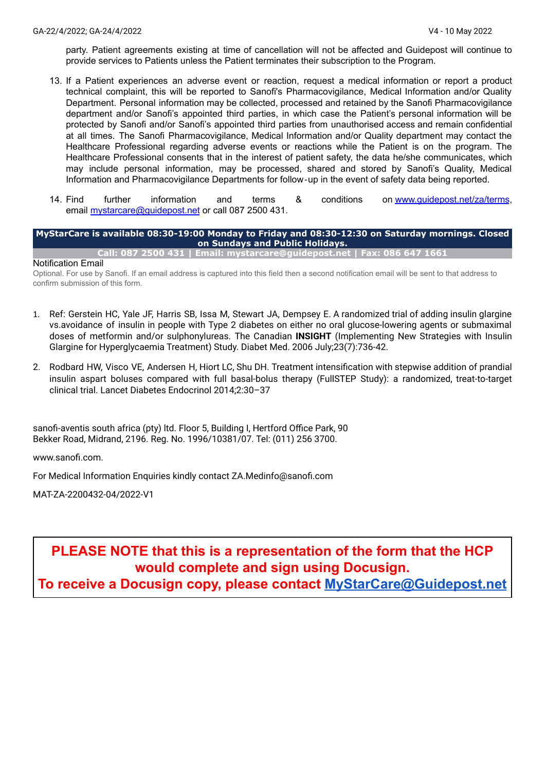party. Patient agreements existing at time of cancellation will not be affected and Guidepost will continue to provide services to Patients unless the Patient terminates their subscription to the Program.

13. If a Patient experiences an adverse event or reaction, request a medical information or report a product technical complaint, this will be reported to Sanofi's Pharmacovigilance, Medical Information and/or Quality Department. Personal information may be collected, processed and retained by the Sanofi Pharmacovigilance department and/or Sanofi's appointed third parties, in which case the Patient's personal information will be protected by Sanofi and/or Sanofi's appointed third parties from unauthorised access and remain confidential at all times. The Sanofi Pharmacovigilance, Medical Information and/or Quality department may contact the Healthcare Professional regarding adverse events or reactions while the Patient is on the program. The Healthcare Professional consents that in the interest of patient safety, the data he/she communicates, which may include personal information, may be processed, shared and stored by Sanofi's Quality, Medical Information and Pharmacovigilance Departments for follow-up in the event of safety data being reported.

14. Find further information and terms & conditions on [www.guidepost.net/za/terms](www.guidepost.net/za/terms), email [mystarcare@guidepost.net](mailto:mystarcare@guidepost.net) or call 087 2500 431.

**MyStarCare is available 08:30-19:00 Monday to Friday and 08:30-12:30 on Saturday mornings. Closed on Sundays and Public Holidays.**

**Call: 087 2500 431 | Email: mystarcare@guidepost.net | Fax: 086 647 1661**

Notification Email

Optional. For use by Sanofi. If an email address is captured into this field then a second notification email will be sent to that address to confirm submission of this form.

1. Ref: Gerstein HC, Yale JF, Harris SB, Issa M, Stewart JA, Dempsey E. A randomized trial of adding insulin glargine vs.avoidance of insulin in people with Type 2 diabetes on either no oral glucose-lowering agents or submaximal doses of metformin and/or sulphonylureas. The Canadian **INSIGHT** (Implementing New Strategies with Insulin Glargine for Hyperglycaemia Treatment) Study. Diabet Med. 2006 July;23(7):736-42.

2. Rodbard HW, Visco VE, Andersen H, Hiort LC, Shu DH. Treatment intensification with stepwise addition of prandial insulin aspart boluses compared with full basal-bolus therapy (FullSTEP Study): a randomized, treat-to-target clinical trial. Lancet Diabetes Endocrinol 2014;2:30–37

sanofi-aventis south africa (pty) ltd. Floor 5, Building I, Hertford Office Park, 90 Bekker Road, Midrand, 2196. Reg. No. 1996/10381/07. Tel: (011) 256 3700.

www.sanofi.com.

For Medical Information Enquiries kindly contact ZA.Medinfo@sanofi.com

MAT-ZA-2200432-04/2022-V1

**PLEASE NOTE that this is a representation of the form that the HCP would complete and sign using Docusign.**
**To receive a Docusign copy, please contact [MyStarCare@Guidepost.net](mailto:MyStarCare@Guidepost.net)**